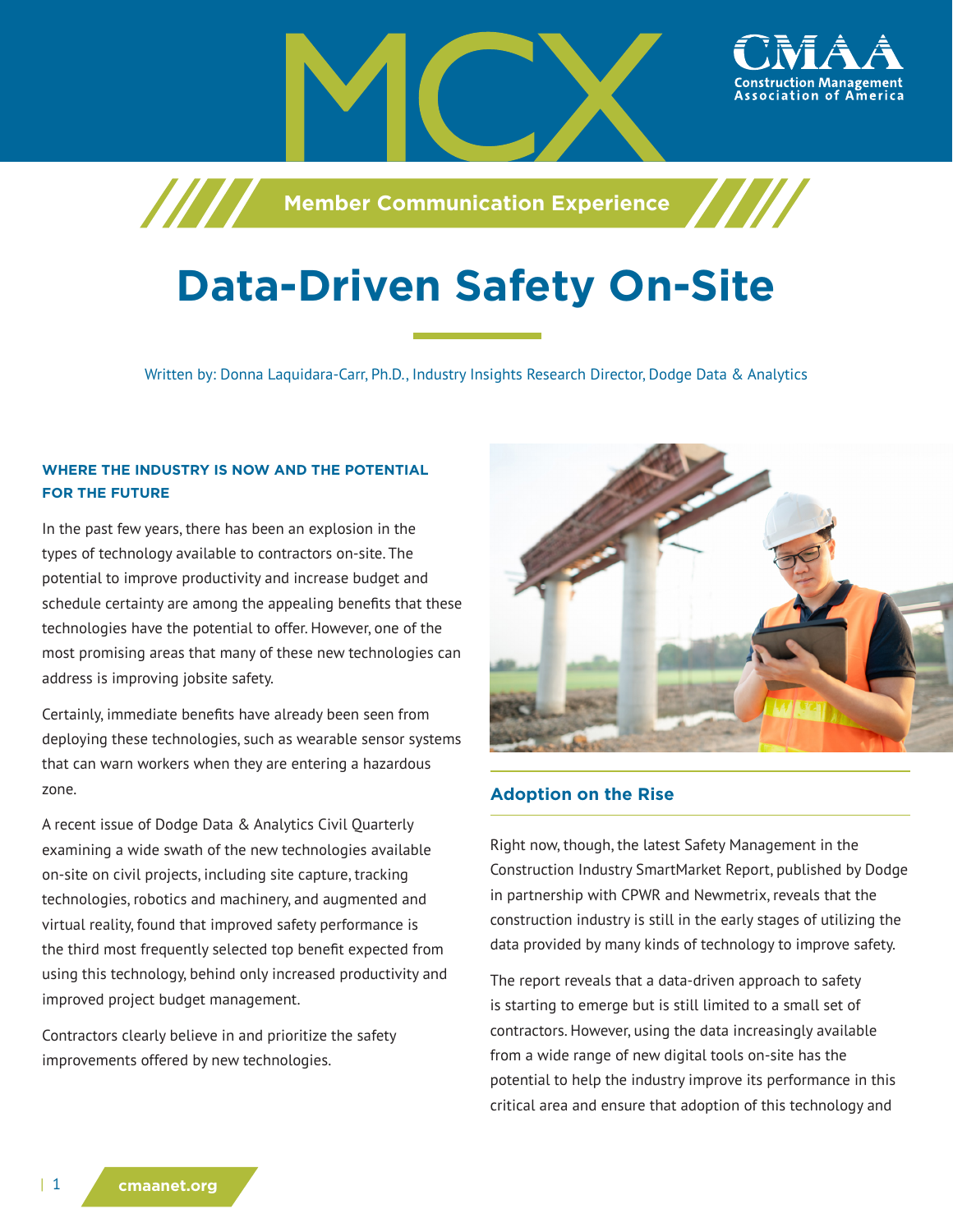MCX

Member Communication Experience

# Data-Driven Safety On-Site

Written by: Donna Laquidara-Carr, Ph.D., Industry Insights Research Director, Dodge Data & Analytics

## WHERE THE INDUSTRY IS NOW AND THE POTENTIAL FOR THE FUTURE

In the past few years, there has been an explosion in the types of technology available to contractors on-site. The potential to improve productivity and increase budget and schedule certainty are among the appealing benefits that these technologies have the potential to offer. However, one of the most promising areas that many of these new technologies can address is improving jobsite safety.

Certainly, immediate benefits have already been seen from deploying these technologies, such as wearable sensor systems that can warn workers when they are entering a hazardous zone.

A recent issue of Dodge Data & Analytics Civil Quarterly examining a wide swath of the new technologies available on-site on civil projects, including site capture, tracking technologies, robotics and machinery, and augmented and virtual reality, found that improved safety performance is the third most frequently selected top benefit expected from using this technology, behind only increased productivity and improved project budget management.

Contractors clearly believe in and prioritize the safety improvements offered by new technologies.

## Adoption on the Rise

Right now, though, the latest Safety Management in the Construction Industry SmartMarket Report, published by Dodge in partnership with CPWR and Newmetrix, reveals that the construction industry is still in the early stages of utilizing the data provided by many kinds of technology to improve safety.

The report reveals that a data-driven approach to safety is starting to emerge but is still limited to a small set of contractors. However, using the data increasingly available from a wide range of new digital tools on-site has the potential to help the industry improve its performance in this critical area and ensure that adoption of this technology and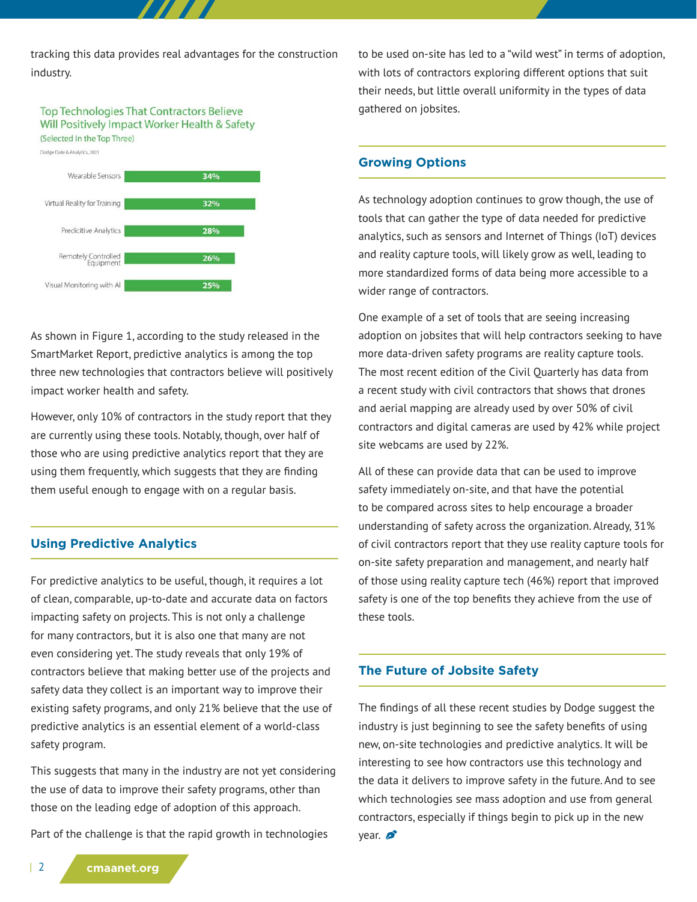tracking this data provides real advantages for the construction industry.

Top Technologies That Contractors Believe Will Positively Impact Worker Health & Safety
(Selected In the Top Three)

Dodge Data & Analytics, 2021

| Technology | Percentage |
| --- | --- |
| Wearable Sensors | 34% |
| Virtual Reality for Training | 32% |
| Predicitive Analytics | 28% |
| Remotely Controlled Equipment | 26% |
| Visual Monitoring with AI | 25% |

As shown in Figure 1, according to the study released in the SmartMarket Report, predictive analytics is among the top three new technologies that contractors believe will positively impact worker health and safety.

However, only 10% of contractors in the study report that they are currently using these tools. Notably, though, over half of those who are using predictive analytics report that they are using them frequently, which suggests that they are finding them useful enough to engage with on a regular basis.

## Using Predictive Analytics

For predictive analytics to be useful, though, it requires a lot of clean, comparable, up-to-date and accurate data on factors impacting safety on projects. This is not only a challenge for many contractors, but it is also one that many are not even considering yet. The study reveals that only 19% of contractors believe that making better use of the projects and safety data they collect is an important way to improve their existing safety programs, and only 21% believe that the use of predictive analytics is an essential element of a world-class safety program.

This suggests that many in the industry are not yet considering the use of data to improve their safety programs, other than those on the leading edge of adoption of this approach.

Part of the challenge is that the rapid growth in technologies to be used on-site has led to a "wild west" in terms of adoption, with lots of contractors exploring different options that suit their needs, but little overall uniformity in the types of data gathered on jobsites.

## Growing Options

As technology adoption continues to grow though, the use of tools that can gather the type of data needed for predictive analytics, such as sensors and Internet of Things (IoT) devices and reality capture tools, will likely grow as well, leading to more standardized forms of data being more accessible to a wider range of contractors.

One example of a set of tools that are seeing increasing adoption on jobsites that will help contractors seeking to have more data-driven safety programs are reality capture tools. The most recent edition of the Civil Quarterly has data from a recent study with civil contractors that shows that drones and aerial mapping are already used by over 50% of civil contractors and digital cameras are used by 42% while project site webcams are used by 22%.

All of these can provide data that can be used to improve safety immediately on-site, and that have the potential to be compared across sites to help encourage a broader understanding of safety across the organization. Already, 31% of civil contractors report that they use reality capture tools for on-site safety preparation and management, and nearly half of those using reality capture tech (46%) report that improved safety is one of the top benefits they achieve from the use of these tools.

## The Future of Jobsite Safety

The findings of all these recent studies by Dodge suggest the industry is just beginning to see the safety benefits of using new, on-site technologies and predictive analytics. It will be interesting to see how contractors use this technology and the data it delivers to improve safety in the future. And to see which technologies see mass adoption and use from general contractors, especially if things begin to pick up in the new year.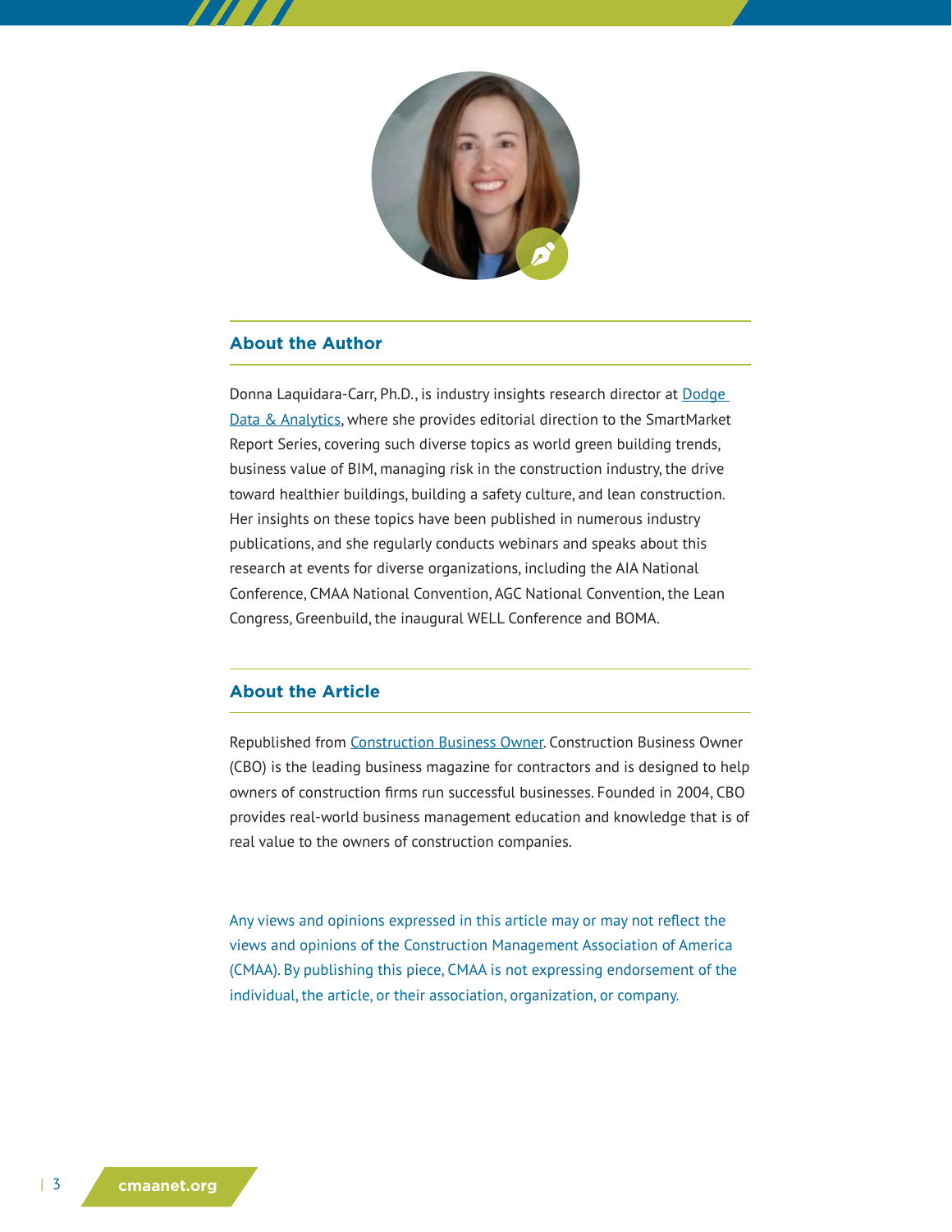## About the Author

Donna Laquidara-Carr, Ph.D., is industry insights research director at Dodge Data & Analytics, where she provides editorial direction to the SmartMarket Report Series, covering such diverse topics as world green building trends, business value of BIM, managing risk in the construction industry, the drive toward healthier buildings, building a safety culture, and lean construction. Her insights on these topics have been published in numerous industry publications, and she regularly conducts webinars and speaks about this research at events for diverse organizations, including the AIA National Conference, CMAA National Convention, AGC National Convention, the Lean Congress, Greenbuild, the inaugural WELL Conference and BOMA.

## About the Article

Republished from Construction Business Owner. Construction Business Owner (CBO) is the leading business magazine for contractors and is designed to help owners of construction firms run successful businesses. Founded in 2004, CBO provides real-world business management education and knowledge that is of real value to the owners of construction companies.

Any views and opinions expressed in this article may or may not reflect the views and opinions of the Construction Management Association of America (CMAA). By publishing this piece, CMAA is not expressing endorsement of the individual, the article, or their association, organization, or company.